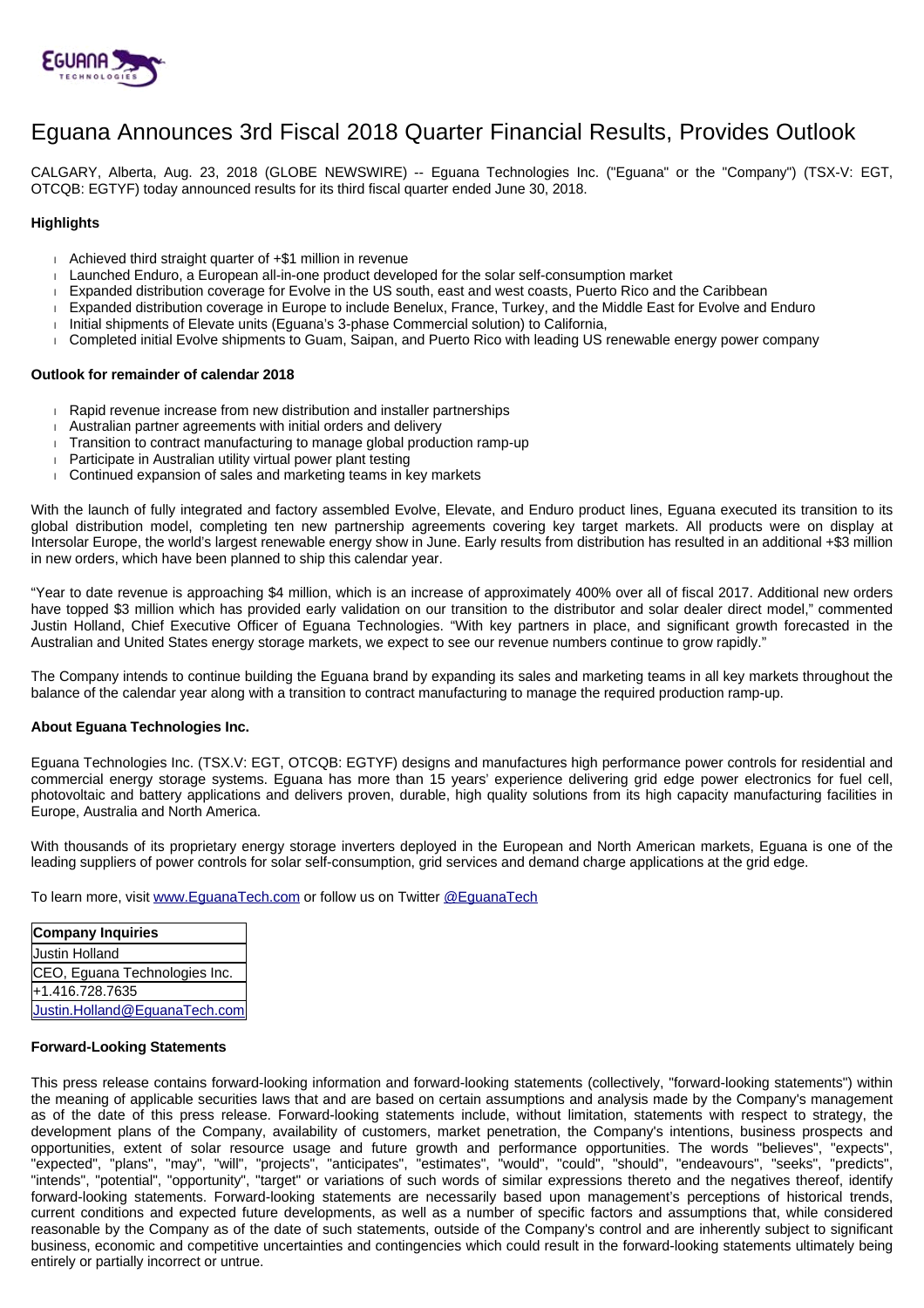# Eguana Announces 3rd Fiscal 2018 Quarter Financial Results, Provides Outlook

CALGARY, Alberta, Aug. 23, 2018 (GLOBE NEWSWIRE) -- Eguana Technologies Inc. ("Eguana" or the "Company") (TSX-V: EGT, OTCQB: EGTYF) today announced results for its third fiscal quarter ended June 30, 2018.

**Highlights**

- Achieved third straight quarter of +$1 million in revenue
- Launched Enduro, a European all-in-one product developed for the solar self-consumption market
- Expanded distribution coverage for Evolve in the US south, east and west coasts, Puerto Rico and the Caribbean
- Expanded distribution coverage in Europe to include Benelux, France, Turkey, and the Middle East for Evolve and Enduro
- Initial shipments of Elevate units (Eguana's 3-phase Commercial solution) to California,
- Completed initial Evolve shipments to Guam, Saipan, and Puerto Rico with leading US renewable energy power company

**Outlook for remainder of calendar 2018**

- Rapid revenue increase from new distribution and installer partnerships
- Australian partner agreements with initial orders and delivery
- Transition to contract manufacturing to manage global production ramp-up
- Participate in Australian utility virtual power plant testing
- Continued expansion of sales and marketing teams in key markets

With the launch of fully integrated and factory assembled Evolve, Elevate, and Enduro product lines, Eguana executed its transition to its global distribution model, completing ten new partnership agreements covering key target markets. All products were on display at Intersolar Europe, the world's largest renewable energy show in June. Early results from distribution has resulted in an additional +$3 million in new orders, which have been planned to ship this calendar year.

"Year to date revenue is approaching $4 million, which is an increase of approximately 400% over all of fiscal 2017. Additional new orders have topped $3 million which has provided early validation on our transition to the distributor and solar dealer direct model," commented Justin Holland, Chief Executive Officer of Eguana Technologies. "With key partners in place, and significant growth forecasted in the Australian and United States energy storage markets, we expect to see our revenue numbers continue to grow rapidly."

The Company intends to continue building the Eguana brand by expanding its sales and marketing teams in all key markets throughout the balance of the calendar year along with a transition to contract manufacturing to manage the required production ramp-up.

**About Eguana Technologies Inc.**

Eguana Technologies Inc. (TSX.V: EGT, OTCQB: EGTYF) designs and manufactures high performance power controls for residential and commercial energy storage systems. Eguana has more than 15 years' experience delivering grid edge power electronics for fuel cell, photovoltaic and battery applications and delivers proven, durable, high quality solutions from its high capacity manufacturing facilities in Europe, Australia and North America.

With thousands of its proprietary energy storage inverters deployed in the European and North American markets, Eguana is one of the leading suppliers of power controls for solar self-consumption, grid services and demand charge applications at the grid edge.

To learn more, visit www.EguanaTech.com or follow us on Twitter @EguanaTech

| Company Inquiries |
| --- |
| Justin Holland |
| CEO, Eguana Technologies Inc. |
| +1.416.728.7635 |
| Justin.Holland@EguanaTech.com |

**Forward-Looking Statements**

This press release contains forward-looking information and forward-looking statements (collectively, "forward-looking statements") within the meaning of applicable securities laws that and are based on certain assumptions and analysis made by the Company's management as of the date of this press release. Forward-looking statements include, without limitation, statements with respect to strategy, the development plans of the Company, availability of customers, market penetration, the Company's intentions, business prospects and opportunities, extent of solar resource usage and future growth and performance opportunities. The words "believes", "expects", "expected", "plans", "may", "will", "projects", "anticipates", "estimates", "would", "could", "should", "endeavours", "seeks", "predicts", "intends", "potential", "opportunity", "target" or variations of such words of similar expressions thereto and the negatives thereof, identify forward-looking statements. Forward-looking statements are necessarily based upon management's perceptions of historical trends, current conditions and expected future developments, as well as a number of specific factors and assumptions that, while considered reasonable by the Company as of the date of such statements, outside of the Company's control and are inherently subject to significant business, economic and competitive uncertainties and contingencies which could result in the forward-looking statements ultimately being entirely or partially incorrect or untrue.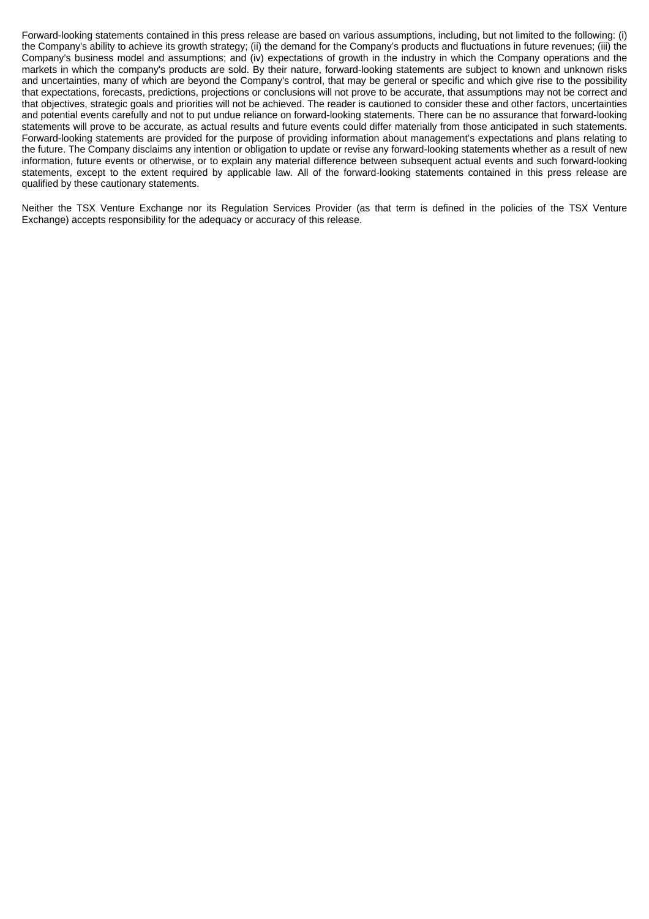Forward-looking statements contained in this press release are based on various assumptions, including, but not limited to the following: (i) the Company's ability to achieve its growth strategy; (ii) the demand for the Company's products and fluctuations in future revenues; (iii) the Company's business model and assumptions; and (iv) expectations of growth in the industry in which the Company operations and the markets in which the company's products are sold. By their nature, forward-looking statements are subject to known and unknown risks and uncertainties, many of which are beyond the Company's control, that may be general or specific and which give rise to the possibility that expectations, forecasts, predictions, projections or conclusions will not prove to be accurate, that assumptions may not be correct and that objectives, strategic goals and priorities will not be achieved. The reader is cautioned to consider these and other factors, uncertainties and potential events carefully and not to put undue reliance on forward-looking statements. There can be no assurance that forward-looking statements will prove to be accurate, as actual results and future events could differ materially from those anticipated in such statements. Forward-looking statements are provided for the purpose of providing information about management's expectations and plans relating to the future. The Company disclaims any intention or obligation to update or revise any forward-looking statements whether as a result of new information, future events or otherwise, or to explain any material difference between subsequent actual events and such forward-looking statements, except to the extent required by applicable law. All of the forward-looking statements contained in this press release are qualified by these cautionary statements.

Neither the TSX Venture Exchange nor its Regulation Services Provider (as that term is defined in the policies of the TSX Venture Exchange) accepts responsibility for the adequacy or accuracy of this release.